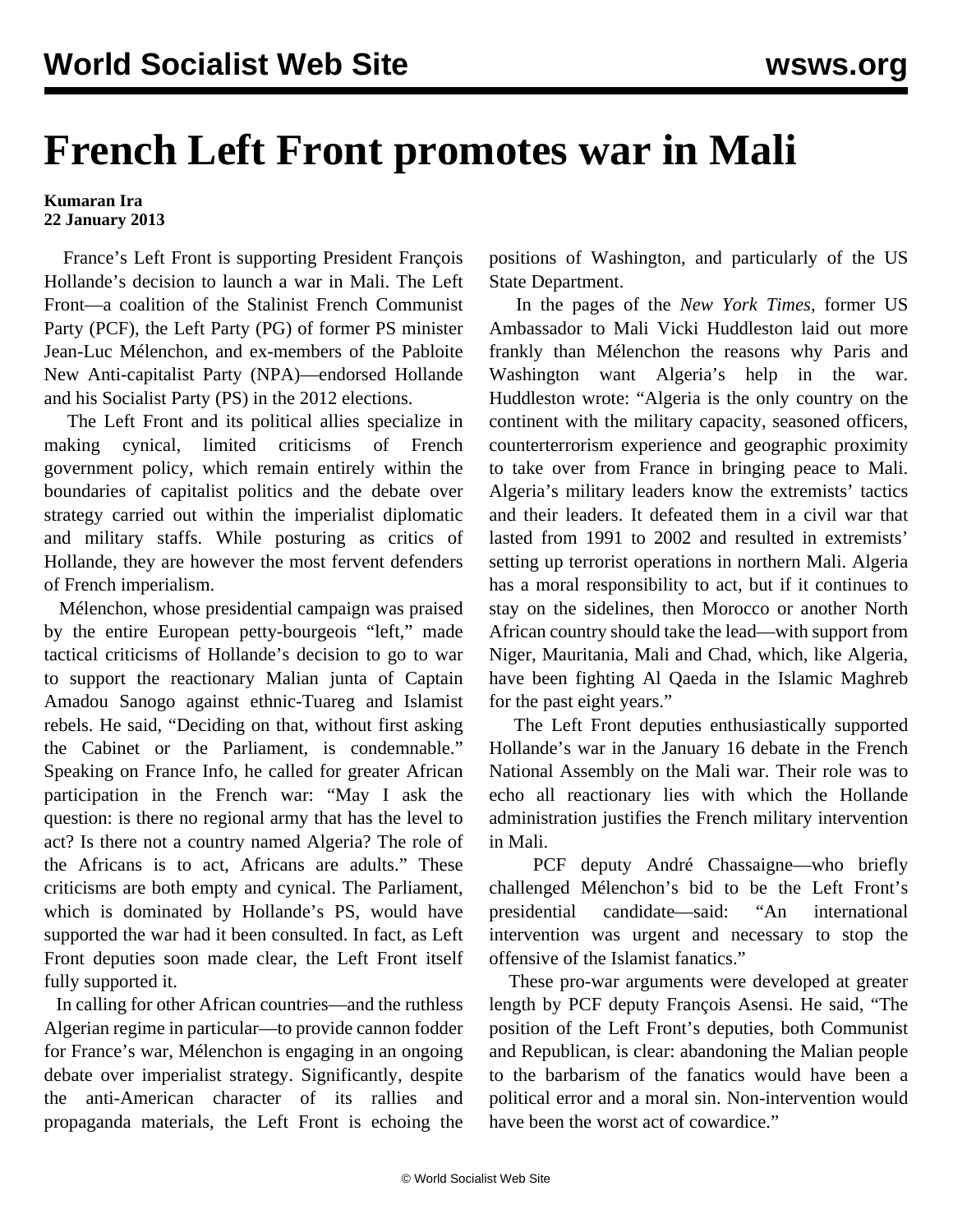# French Left Front promotes war in Mali

**Kumaran Ira**
**22 January 2013**

France's Left Front is supporting President François Hollande's decision to launch a war in Mali. The Left Front—a coalition of the Stalinist French Communist Party (PCF), the Left Party (PG) of former PS minister Jean-Luc Mélenchon, and ex-members of the Pabloite New Anti-capitalist Party (NPA)—endorsed Hollande and his Socialist Party (PS) in the 2012 elections.

The Left Front and its political allies specialize in making cynical, limited criticisms of French government policy, which remain entirely within the boundaries of capitalist politics and the debate over strategy carried out within the imperialist diplomatic and military staffs. While posturing as critics of Hollande, they are however the most fervent defenders of French imperialism.

Mélenchon, whose presidential campaign was praised by the entire European petty-bourgeois "left," made tactical criticisms of Hollande's decision to go to war to support the reactionary Malian junta of Captain Amadou Sanogo against ethnic-Tuareg and Islamist rebels. He said, "Deciding on that, without first asking the Cabinet or the Parliament, is condemnable." Speaking on France Info, he called for greater African participation in the French war: "May I ask the question: is there no regional army that has the level to act? Is there not a country named Algeria? The role of the Africans is to act, Africans are adults." These criticisms are both empty and cynical. The Parliament, which is dominated by Hollande's PS, would have supported the war had it been consulted. In fact, as Left Front deputies soon made clear, the Left Front itself fully supported it.

In calling for other African countries—and the ruthless Algerian regime in particular—to provide cannon fodder for France's war, Mélenchon is engaging in an ongoing debate over imperialist strategy. Significantly, despite the anti-American character of its rallies and propaganda materials, the Left Front is echoing the positions of Washington, and particularly of the US State Department.

In the pages of the *New York Times*, former US Ambassador to Mali Vicki Huddleston laid out more frankly than Mélenchon the reasons why Paris and Washington want Algeria's help in the war. Huddleston wrote: "Algeria is the only country on the continent with the military capacity, seasoned officers, counterterrorism experience and geographic proximity to take over from France in bringing peace to Mali. Algeria's military leaders know the extremists' tactics and their leaders. It defeated them in a civil war that lasted from 1991 to 2002 and resulted in extremists' setting up terrorist operations in northern Mali. Algeria has a moral responsibility to act, but if it continues to stay on the sidelines, then Morocco or another North African country should take the lead—with support from Niger, Mauritania, Mali and Chad, which, like Algeria, have been fighting Al Qaeda in the Islamic Maghreb for the past eight years."

The Left Front deputies enthusiastically supported Hollande's war in the January 16 debate in the French National Assembly on the Mali war. Their role was to echo all reactionary lies with which the Hollande administration justifies the French military intervention in Mali.

PCF deputy André Chassaigne—who briefly challenged Mélenchon's bid to be the Left Front's presidential candidate—said: "An international intervention was urgent and necessary to stop the offensive of the Islamist fanatics."

These pro-war arguments were developed at greater length by PCF deputy François Asensi. He said, "The position of the Left Front's deputies, both Communist and Republican, is clear: abandoning the Malian people to the barbarism of the fanatics would have been a political error and a moral sin. Non-intervention would have been the worst act of cowardice."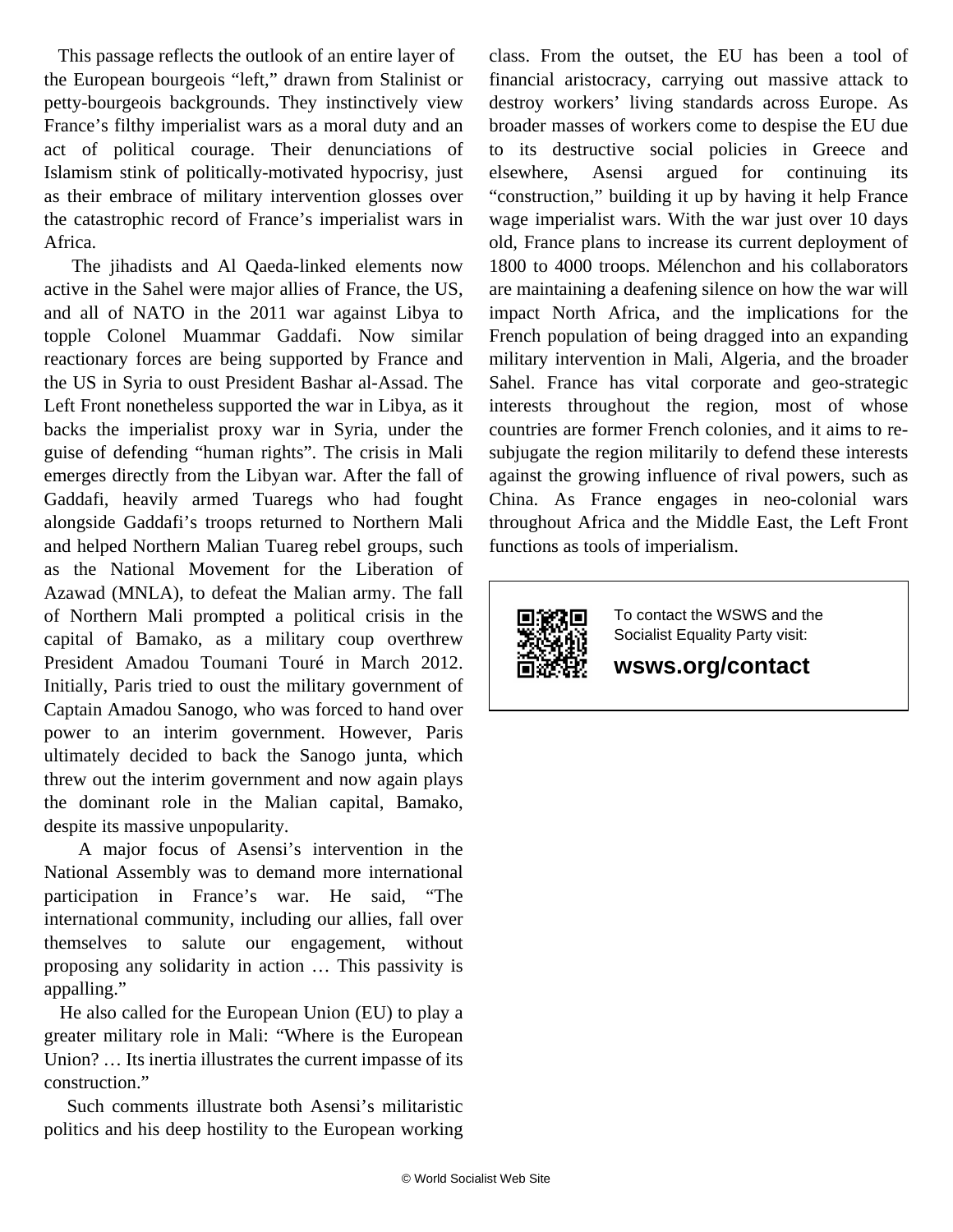This passage reflects the outlook of an entire layer of the European bourgeois "left," drawn from Stalinist or petty-bourgeois backgrounds. They instinctively view France's filthy imperialist wars as a moral duty and an act of political courage. Their denunciations of Islamism stink of politically-motivated hypocrisy, just as their embrace of military intervention glosses over the catastrophic record of France's imperialist wars in Africa.

The jihadists and Al Qaeda-linked elements now active in the Sahel were major allies of France, the US, and all of NATO in the 2011 war against Libya to topple Colonel Muammar Gaddafi. Now similar reactionary forces are being supported by France and the US in Syria to oust President Bashar al-Assad. The Left Front nonetheless supported the war in Libya, as it backs the imperialist proxy war in Syria, under the guise of defending "human rights". The crisis in Mali emerges directly from the Libyan war. After the fall of Gaddafi, heavily armed Tuaregs who had fought alongside Gaddafi's troops returned to Northern Mali and helped Northern Malian Tuareg rebel groups, such as the National Movement for the Liberation of Azawad (MNLA), to defeat the Malian army. The fall of Northern Mali prompted a political crisis in the capital of Bamako, as a military coup overthrew President Amadou Toumani Touré in March 2012. Initially, Paris tried to oust the military government of Captain Amadou Sanogo, who was forced to hand over power to an interim government. However, Paris ultimately decided to back the Sanogo junta, which threw out the interim government and now again plays the dominant role in the Malian capital, Bamako, despite its massive unpopularity.

A major focus of Asensi's intervention in the National Assembly was to demand more international participation in France's war. He said, "The international community, including our allies, fall over themselves to salute our engagement, without proposing any solidarity in action … This passivity is appalling."

He also called for the European Union (EU) to play a greater military role in Mali: "Where is the European Union? … Its inertia illustrates the current impasse of its construction."

Such comments illustrate both Asensi's militaristic politics and his deep hostility to the European working class. From the outset, the EU has been a tool of financial aristocracy, carrying out massive attack to destroy workers' living standards across Europe. As broader masses of workers come to despise the EU due to its destructive social policies in Greece and elsewhere, Asensi argued for continuing its "construction," building it up by having it help France wage imperialist wars. With the war just over 10 days old, France plans to increase its current deployment of 1800 to 4000 troops. Mélenchon and his collaborators are maintaining a deafening silence on how the war will impact North Africa, and the implications for the French population of being dragged into an expanding military intervention in Mali, Algeria, and the broader Sahel. France has vital corporate and geo-strategic interests throughout the region, most of whose countries are former French colonies, and it aims to re-subjugate the region militarily to defend these interests against the growing influence of rival powers, such as China. As France engages in neo-colonial wars throughout Africa and the Middle East, the Left Front functions as tools of imperialism.

To contact the WSWS and the Socialist Equality Party visit:

**wsws.org/contact**